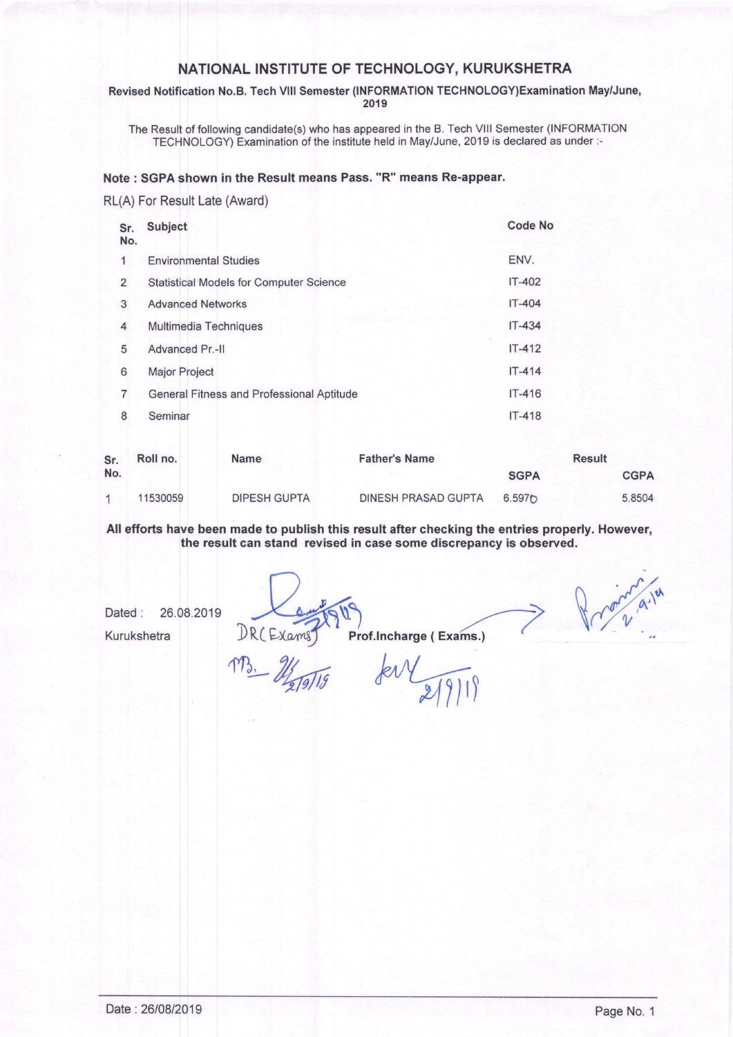# NATIONAL INSTITUTE OF TECHNOLOGY, KURUKSHETRA

**Revised Notification No.B. Tech VIII Semester (INFORMATION TECHNOLOGY)Examination May/June, 2019**

The Result of following candidate(s) who has appeared in the B. Tech VIII Semester (INFORMATION TECHNOLOGY) Examination of the institute held in May/June, 2019 is declared as under :-

**Note : SGPA shown in the Result means Pass. "R" means Re-appear.**

RL(A) For Result Late (Award)

| Sr. No. | Subject | Code No |
|---|---|---|
| 1 | Environmental Studies | ENV. |
| 2 | Statistical Models for Computer Science | IT-402 |
| 3 | Advanced Networks | IT-404 |
| 4 | Multimedia Techniques | IT-434 |
| 5 | Advanced Pr.-II | IT-412 |
| 6 | Major Project | IT-414 |
| 7 | General Fitness and Professional Aptitude | IT-416 |
| 8 | Seminar | IT-418 |

| Sr. No. | Roll no. | Name | Father's Name | Result | |
|---|---|---|---|---|---|
| | | | | SGPA | CGPA |
| 1 | 11530059 | DIPESH GUPTA | DINESH PRASAD GUPTA | 6.5970 | 5.8504 |

**All efforts have been made to publish this result after checking the entries properly. However, the result can stand revised in case some discrepancy is observed.**

Dated : 26.08.2019

Kurukshetra

DR(Exams) 2/9/19

**Prof.Incharge ( Exams.)**

2/9/19

2/9/19

2/9/19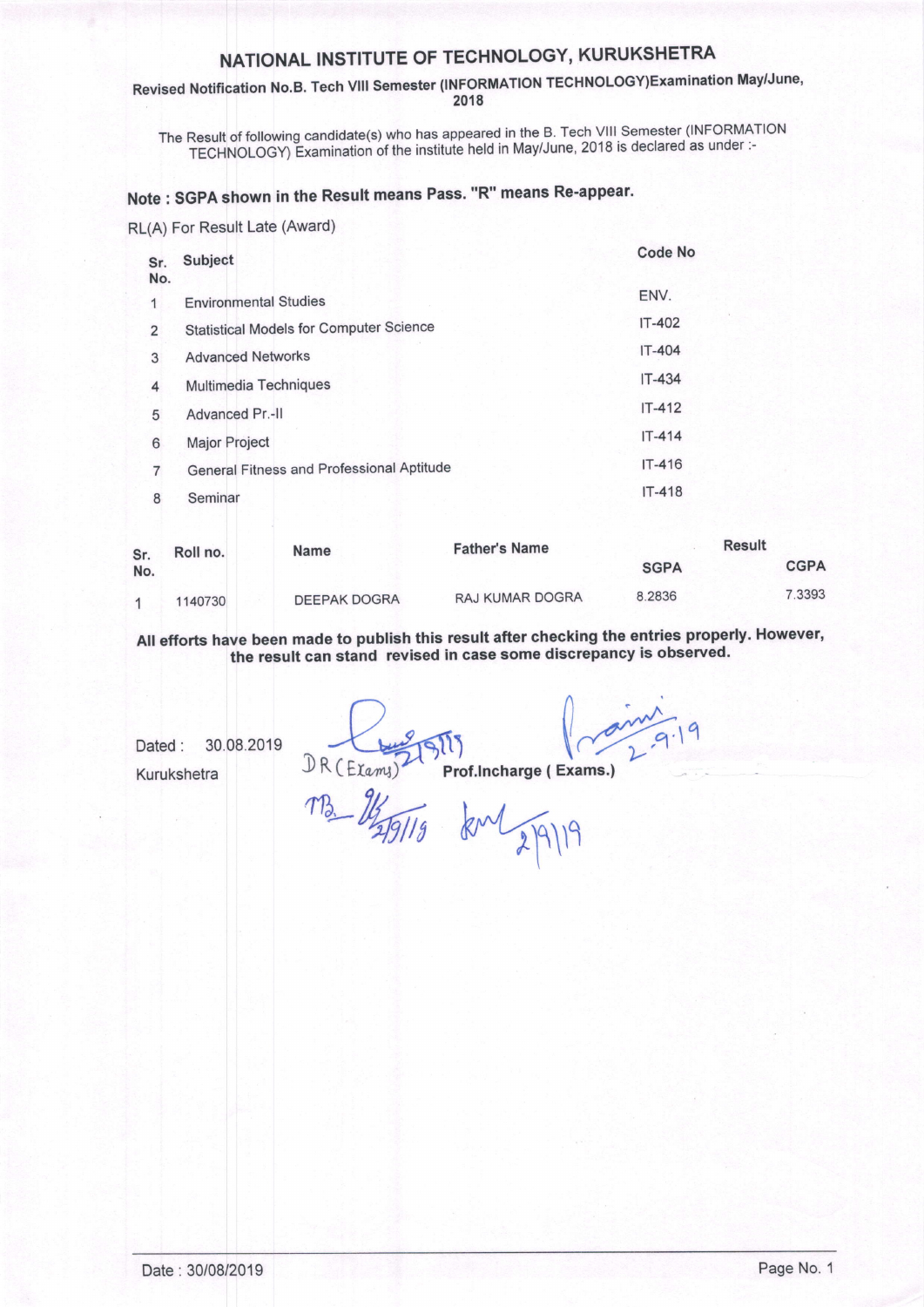# NATIONAL INSTITUTE OF TECHNOLOGY, KURUKSHETRA

**Revised Notification No.B. Tech VIII Semester (INFORMATION TECHNOLOGY)Examination May/June, 2018**

The Result of following candidate(s) who has appeared in the B. Tech VIII Semester (INFORMATION TECHNOLOGY) Examination of the institute held in May/June, 2018 is declared as under :-

**Note : SGPA shown in the Result means Pass. "R" means Re-appear.**

RL(A) For Result Late (Award)

| Sr. No. | Subject | Code No |
|---|---|---|
| 1 | Environmental Studies | ENV. |
| 2 | Statistical Models for Computer Science | IT-402 |
| 3 | Advanced Networks | IT-404 |
| 4 | Multimedia Techniques | IT-434 |
| 5 | Advanced Pr.-II | IT-412 |
| 6 | Major Project | IT-414 |
| 7 | General Fitness and Professional Aptitude | IT-416 |
| 8 | Seminar | IT-418 |

| Sr. No. | Roll no. | Name | Father's Name | Result | |
|---|---|---|---|---|---|
| | | | | SGPA | CGPA |
| 1 | 1140730 | DEEPAK DOGRA | RAJ KUMAR DOGRA | 8.2836 | 7.3393 |

**All efforts have been made to publish this result after checking the entries properly. However, the result can stand revised in case some discrepancy is observed.**

Dated : 30.08.2019

Kurukshetra

DR (Exams) 2/9/19 **Prof.Incharge ( Exams.)** 2.9.19

2/9/19 2/9/19

Date : 30/08/2019